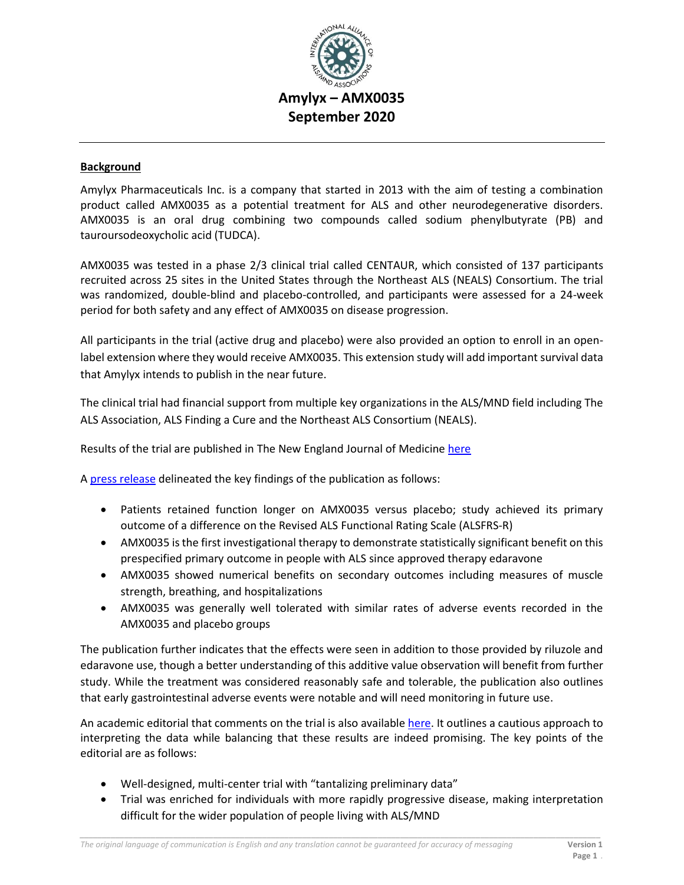# Amylyx – AMX0035
## September 2020

### Background

Amylyx Pharmaceuticals Inc. is a company that started in 2013 with the aim of testing a combination product called AMX0035 as a potential treatment for ALS and other neurodegenerative disorders. AMX0035 is an oral drug combining two compounds called sodium phenylbutyrate (PB) and tauroursodeoxycholic acid (TUDCA).

AMX0035 was tested in a phase 2/3 clinical trial called CENTAUR, which consisted of 137 participants recruited across 25 sites in the United States through the Northeast ALS (NEALS) Consortium. The trial was randomized, double-blind and placebo-controlled, and participants were assessed for a 24-week period for both safety and any effect of AMX0035 on disease progression.

All participants in the trial (active drug and placebo) were also provided an option to enroll in an open-label extension where they would receive AMX0035. This extension study will add important survival data that Amylyx intends to publish in the near future.

The clinical trial had financial support from multiple key organizations in the ALS/MND field including The ALS Association, ALS Finding a Cure and the Northeast ALS Consortium (NEALS).

Results of the trial are published in The New England Journal of Medicine here

A press release delineated the key findings of the publication as follows:

- Patients retained function longer on AMX0035 versus placebo; study achieved its primary outcome of a difference on the Revised ALS Functional Rating Scale (ALSFRS-R)
- AMX0035 is the first investigational therapy to demonstrate statistically significant benefit on this prespecified primary outcome in people with ALS since approved therapy edaravone
- AMX0035 showed numerical benefits on secondary outcomes including measures of muscle strength, breathing, and hospitalizations
- AMX0035 was generally well tolerated with similar rates of adverse events recorded in the AMX0035 and placebo groups

The publication further indicates that the effects were seen in addition to those provided by riluzole and edaravone use, though a better understanding of this additive value observation will benefit from further study. While the treatment was considered reasonably safe and tolerable, the publication also outlines that early gastrointestinal adverse events were notable and will need monitoring in future use.

An academic editorial that comments on the trial is also available here. It outlines a cautious approach to interpreting the data while balancing that these results are indeed promising. The key points of the editorial are as follows:

- Well-designed, multi-center trial with "tantalizing preliminary data"
- Trial was enriched for individuals with more rapidly progressive disease, making interpretation difficult for the wider population of people living with ALS/MND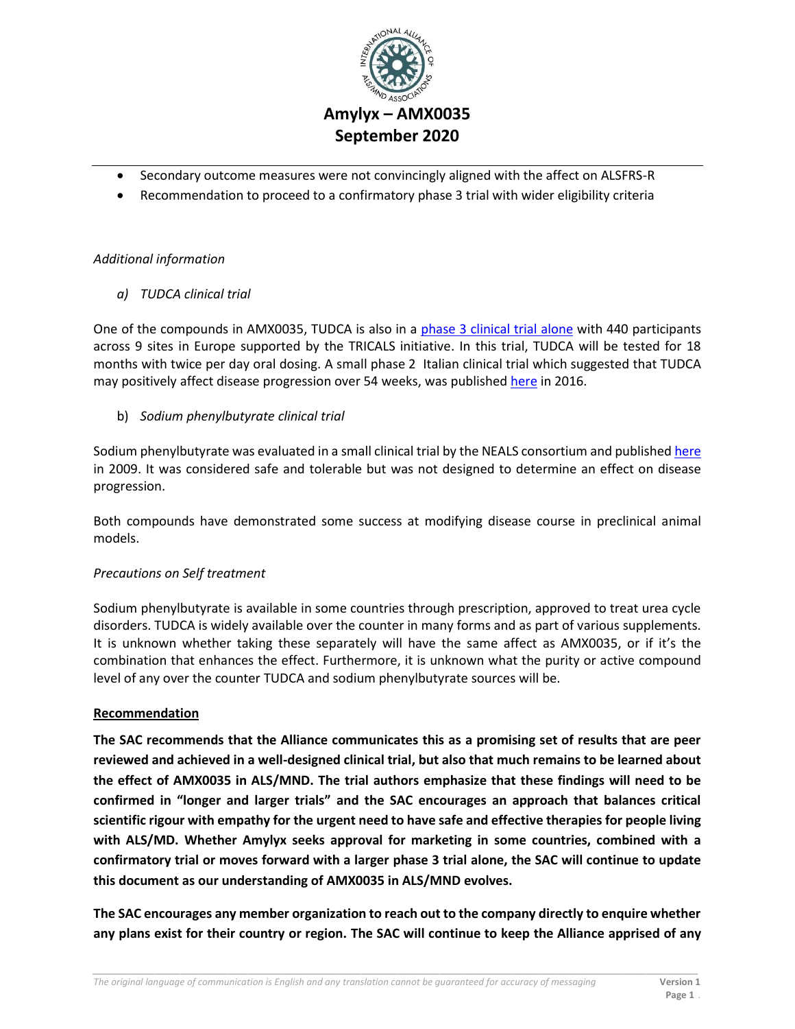- Secondary outcome measures were not convincingly aligned with the affect on ALSFRS-R
- Recommendation to proceed to a confirmatory phase 3 trial with wider eligibility criteria

*Additional information*

*a) TUDCA clinical trial*

One of the compounds in AMX0035, TUDCA is also in a [phase 3 clinical trial alone] with 440 participants across 9 sites in Europe supported by the TRICALS initiative. In this trial, TUDCA will be tested for 18 months with twice per day oral dosing. A small phase 2 Italian clinical trial which suggested that TUDCA may positively affect disease progression over 54 weeks, was published [here] in 2016.

b) *Sodium phenylbutyrate clinical trial*

Sodium phenylbutyrate was evaluated in a small clinical trial by the NEALS consortium and published [here] in 2009. It was considered safe and tolerable but was not designed to determine an effect on disease progression.

Both compounds have demonstrated some success at modifying disease course in preclinical animal models.

*Precautions on Self treatment*

Sodium phenylbutyrate is available in some countries through prescription, approved to treat urea cycle disorders. TUDCA is widely available over the counter in many forms and as part of various supplements. It is unknown whether taking these separately will have the same affect as AMX0035, or if it's the combination that enhances the effect. Furthermore, it is unknown what the purity or active compound level of any over the counter TUDCA and sodium phenylbutyrate sources will be.

**Recommendation**

**The SAC recommends that the Alliance communicates this as a promising set of results that are peer reviewed and achieved in a well-designed clinical trial, but also that much remains to be learned about the effect of AMX0035 in ALS/MND. The trial authors emphasize that these findings will need to be confirmed in "longer and larger trials" and the SAC encourages an approach that balances critical scientific rigour with empathy for the urgent need to have safe and effective therapies for people living with ALS/MD. Whether Amylyx seeks approval for marketing in some countries, combined with a confirmatory trial or moves forward with a larger phase 3 trial alone, the SAC will continue to update this document as our understanding of AMX0035 in ALS/MND evolves.**

**The SAC encourages any member organization to reach out to the company directly to enquire whether any plans exist for their country or region. The SAC will continue to keep the Alliance apprised of any**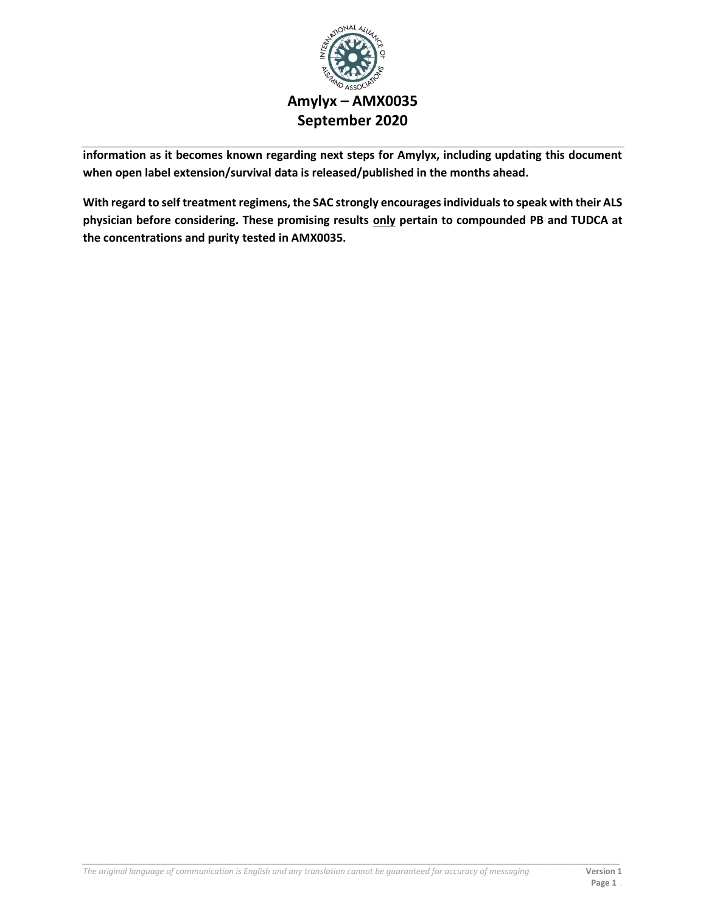**information as it becomes known regarding next steps for Amylyx, including updating this document when open label extension/survival data is released/published in the months ahead.**

**With regard to self treatment regimens, the SAC strongly encourages individuals to speak with their ALS physician before considering. These promising results <u>only</u> pertain to compounded PB and TUDCA at the concentrations and purity tested in AMX0035.**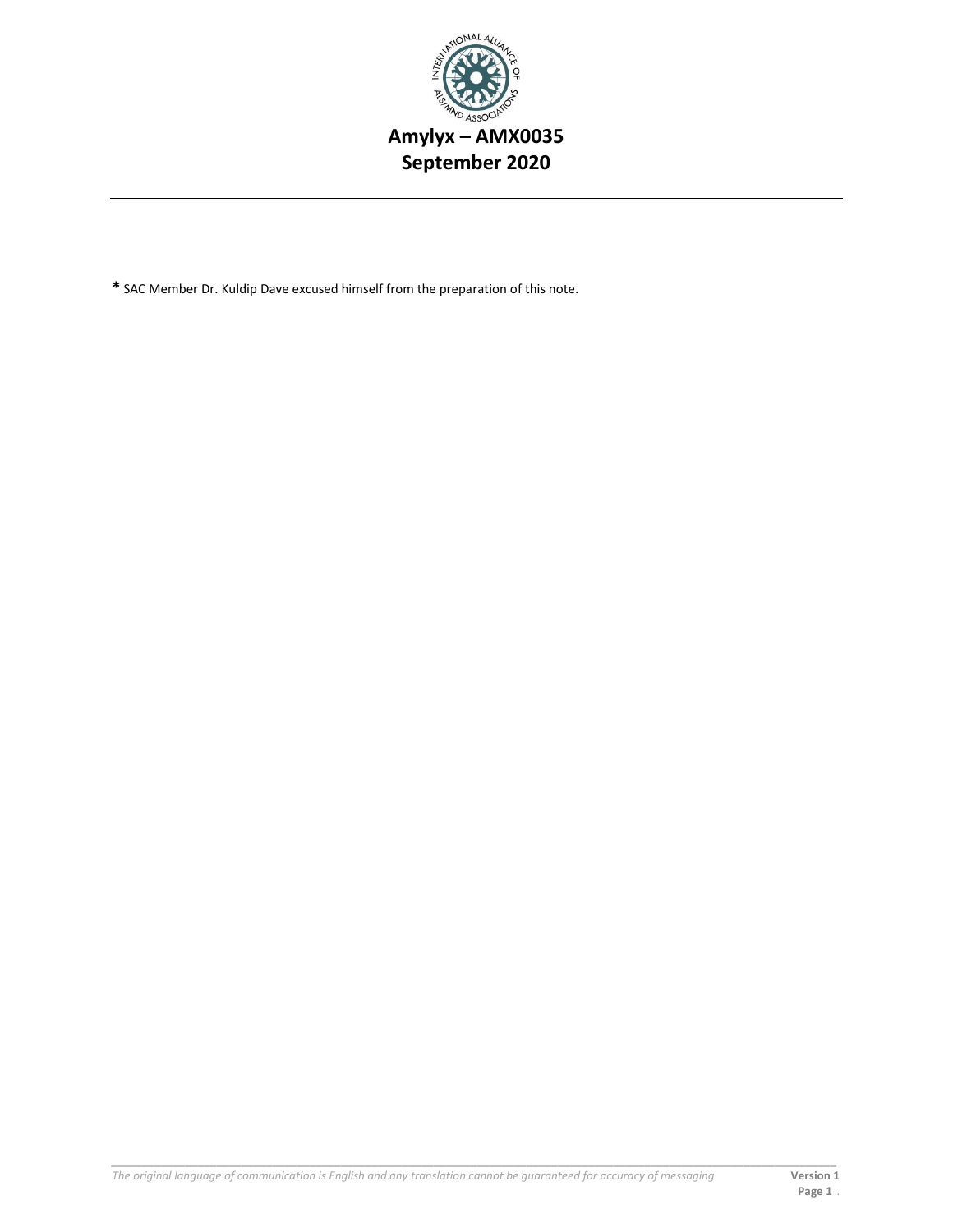# Amylx – AMX0035
## September 2020

---

**\*** SAC Member Dr. Kuldip Dave excused himself from the preparation of this note.

# Amylyx – AMX0035
## September 2020

---

**\*** SAC Member Dr. Kuldip Dave excused himself from the preparation of this note.